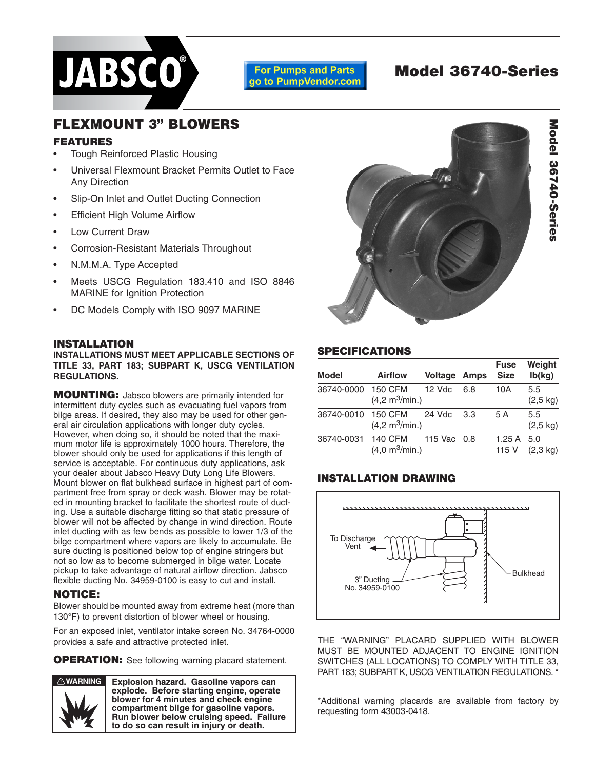JABSCO®

For Pumps and Parts go to PumpVendor.com

# Model 36740-Series

## FLEXMOUNT 3" BLOWERS

### FEATURES

- Tough Reinforced Plastic Housing
- Universal Flexmount Bracket Permits Outlet to Face Any Direction
- Slip-On Inlet and Outlet Ducting Connection
- Efficient High Volume Airflow
- Low Current Draw
- Corrosion-Resistant Materials Throughout
- N.M.M.A. Type Accepted
- Meets USCG Regulation 183.410 and ISO 8846 MARINE for Ignition Protection
- DC Models Comply with ISO 9097 MARINE

### INSTALLATION

**INSTALLATIONS MUST MEET APPLICABLE SECTIONS OF TITLE 33, PART 183; SUBPART K, USCG VENTILATION REGULATIONS.**

**MOUNTING:** Jabsco blowers are primarily intended for intermittent duty cycles such as evacuating fuel vapors from bilge areas. If desired, they also may be used for other general air circulation applications with longer duty cycles. However, when doing so, it should be noted that the maximum motor life is approximately 1000 hours. Therefore, the blower should only be used for applications if this length of service is acceptable. For continuous duty applications, ask your dealer about Jabsco Heavy Duty Long Life Blowers. Mount blower on flat bulkhead surface in highest part of compartment free from spray or deck wash. Blower may be rotated in mounting bracket to facilitate the shortest route of ducting. Use a suitable discharge fitting so that static pressure of blower will not be affected by change in wind direction. Route inlet ducting with as few bends as possible to lower 1/3 of the bilge compartment where vapors are likely to accumulate. Be sure ducting is positioned below top of engine stringers but not so low as to become submerged in bilge water. Locate pickup to take advantage of natural airflow direction. Jabsco flexible ducting No. 34959-0100 is easy to cut and install.

### NOTICE:

Blower should be mounted away from extreme heat (more than 130°F) to prevent distortion of blower wheel or housing.

For an exposed inlet, ventilator intake screen No. 34764-0000 provides a safe and attractive protected inlet.

**OPERATION:** See following warning placard statement.

> ⚠ **WARNING** **Explosion hazard. Gasoline vapors can explode. Before starting engine, operate blower for 4 minutes and check engine compartment bilge for gasoline vapors. Run blower below cruising speed. Failure to do so can result in injury or death.**

### SPECIFICATIONS

| Model | Airflow | Voltage | Amps | Fuse Size | Weight lb(kg) |
|---|---|---|---|---|---|
| 36740-0000 | 150 CFM (4,2 $m^3$/min.) | 12 Vdc | 6.8 | 10A | 5.5 (2,5 kg) |
| 36740-0010 | 150 CFM (4,2 $m^3$/min.) | 24 Vdc | 3.3 | 5 A | 5.5 (2,5 kg) |
| 36740-0031 | 140 CFM (4,0 $m^3$/min.) | 115 Vac | 0.8 | 1.25 A 115 V | 5.0 (2,3 kg) |

### INSTALLATION DRAWING

To Discharge Vent

3" Ducting No. 34959-0100

Bulkhead

THE "WARNING" PLACARD SUPPLIED WITH BLOWER MUST BE MOUNTED ADJACENT TO ENGINE IGNITION SWITCHES (ALL LOCATIONS) TO COMPLY WITH TITLE 33, PART 183; SUBPART K, USCG VENTILATION REGULATIONS. *

*Additional warning placards are available from factory by requesting form 43003-0418.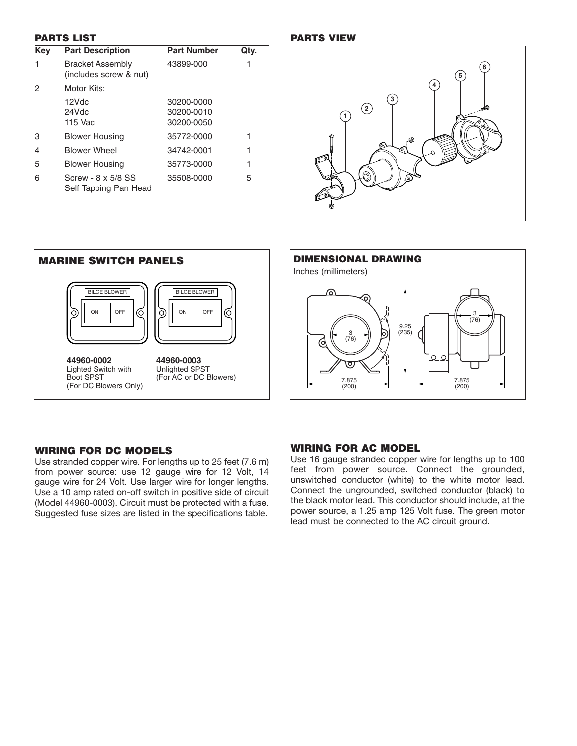## PARTS LIST

| Key | Part Description | Part Number | Qty. |
|---|---|---|---|
| 1 | Bracket Assembly (includes screw & nut) | 43899-000 | 1 |
| 2 | Motor Kits: | | |
| | 12Vdc<br>24Vdc<br>115 Vac | 30200-0000<br>30200-0010<br>30200-0050 | |
| 3 | Blower Housing | 35772-0000 | 1 |
| 4 | Blower Wheel | 34742-0001 | 1 |
| 5 | Blower Housing | 35773-0000 | 1 |
| 6 | Screw - 8 x 5/8 SS Self Tapping Pan Head | 35508-0000 | 5 |

## PARTS VIEW

## MARINE SWITCH PANELS

BILGE BLOWER — ON / OFF

**44960-0002**
Lighted Switch with Boot SPST
(For DC Blowers Only)

**44960-0003**
Unlighted SPST
(For AC or DC Blowers)

## DIMENSIONAL DRAWING

Inches (millimeters)

3 (76) — 9.25 (235) — 7.875 (200) — 3 (76) — 7.875 (200)

## WIRING FOR DC MODELS

Use stranded copper wire. For lengths up to 25 feet (7.6 m) from power source: use 12 gauge wire for 12 Volt, 14 gauge wire for 24 Volt. Use larger wire for longer lengths. Use a 10 amp rated on-off switch in positive side of circuit (Model 44960-0003). Circuit must be protected with a fuse. Suggested fuse sizes are listed in the specifications table.

## WIRING FOR AC MODEL

Use 16 gauge stranded copper wire for lengths up to 100 feet from power source. Connect the grounded, unswitched conductor (white) to the white motor lead. Connect the ungrounded, switched conductor (black) to the black motor lead. This conductor should include, at the power source, a 1.25 amp 125 Volt fuse. The green motor lead must be connected to the AC circuit ground.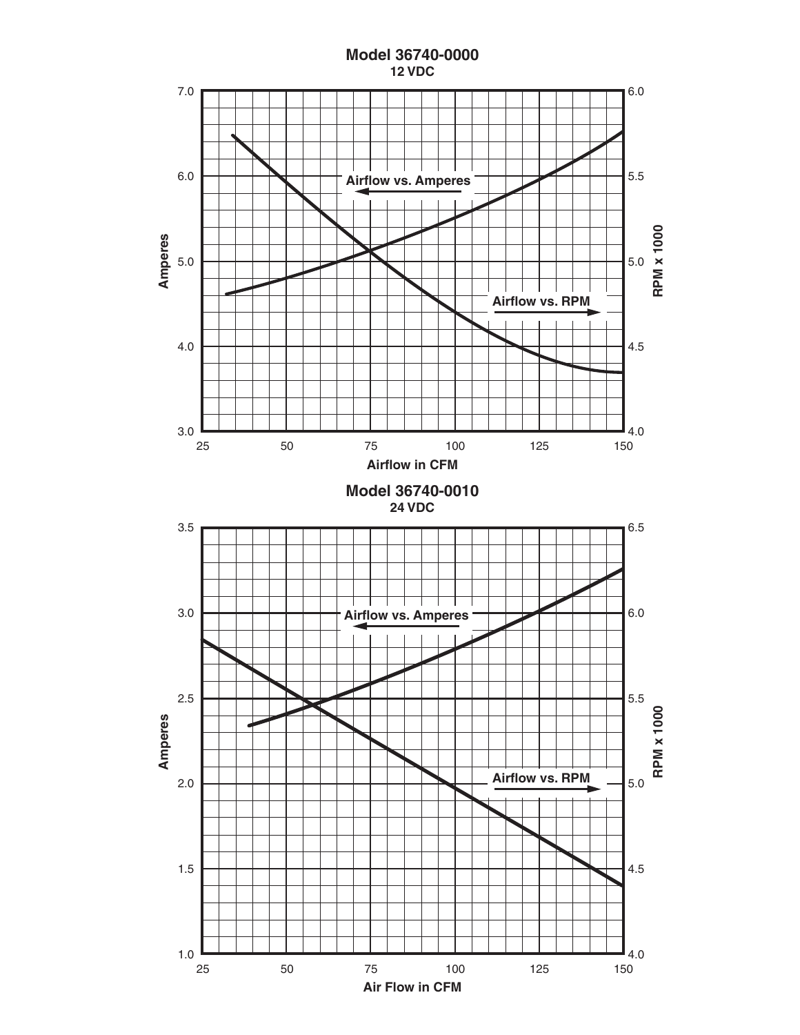## Model 36740-0000

**12 VDC**

Airflow vs. Amperes

Airflow vs. RPM

Amperes: 3.0, 4.0, 5.0, 6.0, 7.0

RPM x 1000: 4.0, 4.5, 5.0, 5.5, 6.0

Airflow in CFM: 25, 50, 75, 100, 125, 150

## Model 36740-0010

**24 VDC**

Airflow vs. Amperes

Airflow vs. RPM

Amperes: 1.0, 1.5, 2.0, 2.5, 3.0, 3.5

RPM x 1000: 4.0, 4.5, 5.0, 5.5, 6.0, 6.5

Air Flow in CFM: 25, 50, 75, 100, 125, 150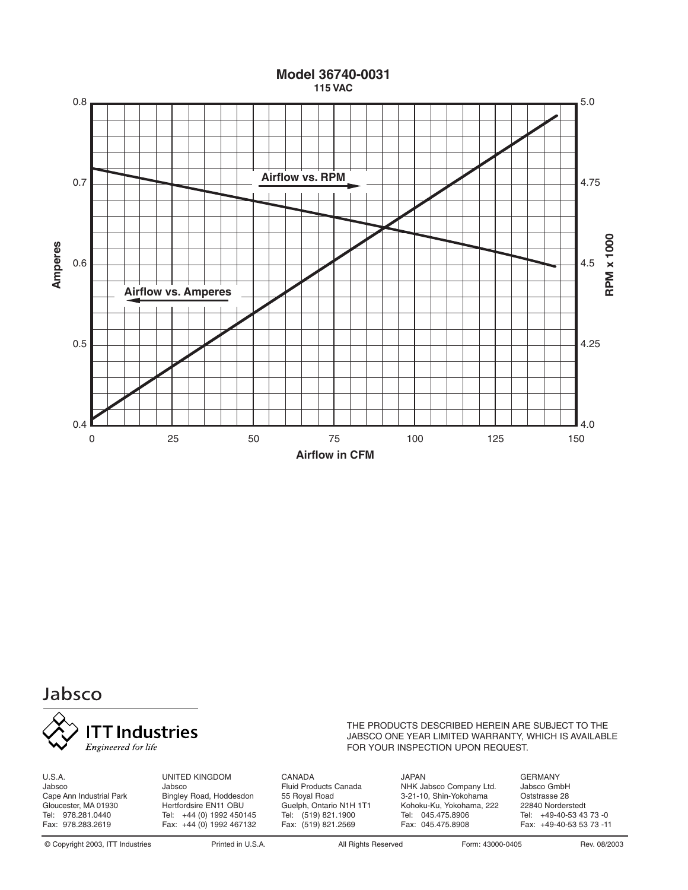**Model 36740-0031**

**115 VAC**

Amperes

0.8
0.7
0.6
0.5
0.4

RPM x 1000

5.0
4.75
4.5
4.25
4.0

0 25 50 75 100 125 150

Airflow in CFM

Airflow vs. RPM

Airflow vs. Amperes

Jabsco

ITT Industries

*Engineered for life*

THE PRODUCTS DESCRIBED HEREIN ARE SUBJECT TO THE JABSCO ONE YEAR LIMITED WARRANTY, WHICH IS AVAILABLE FOR YOUR INSPECTION UPON REQUEST.

U.S.A.
Jabsco
Cape Ann Industrial Park
Gloucester, MA 01930
Tel: 978.281.0440
Fax: 978.283.2619

UNITED KINGDOM
Jabsco
Bingley Road, Hoddesdon
Hertfordsire EN11 OBU
Tel: +44 (0) 1992 450145
Fax: +44 (0) 1992 467132

CANADA
Fluid Products Canada
55 Royal Road
Guelph, Ontario N1H 1T1
Tel: (519) 821.1900
Fax: (519) 821.2569

JAPAN
NHK Jabsco Company Ltd.
3-21-10, Shin-Yokohama
Kohoku-Ku, Yokohama, 222
Tel: 045.475.8906
Fax: 045.475.8908

GERMANY
Jabsco GmbH
Oststrasse 28
22840 Norderstedt
Tel: +49-40-53 43 73 -0
Fax: +49-40-53 53 73 -11

© Copyright 2003, ITT Industries    Printed in U.S.A.    All Rights Reserved    Form: 43000-0405    Rev. 08/2003